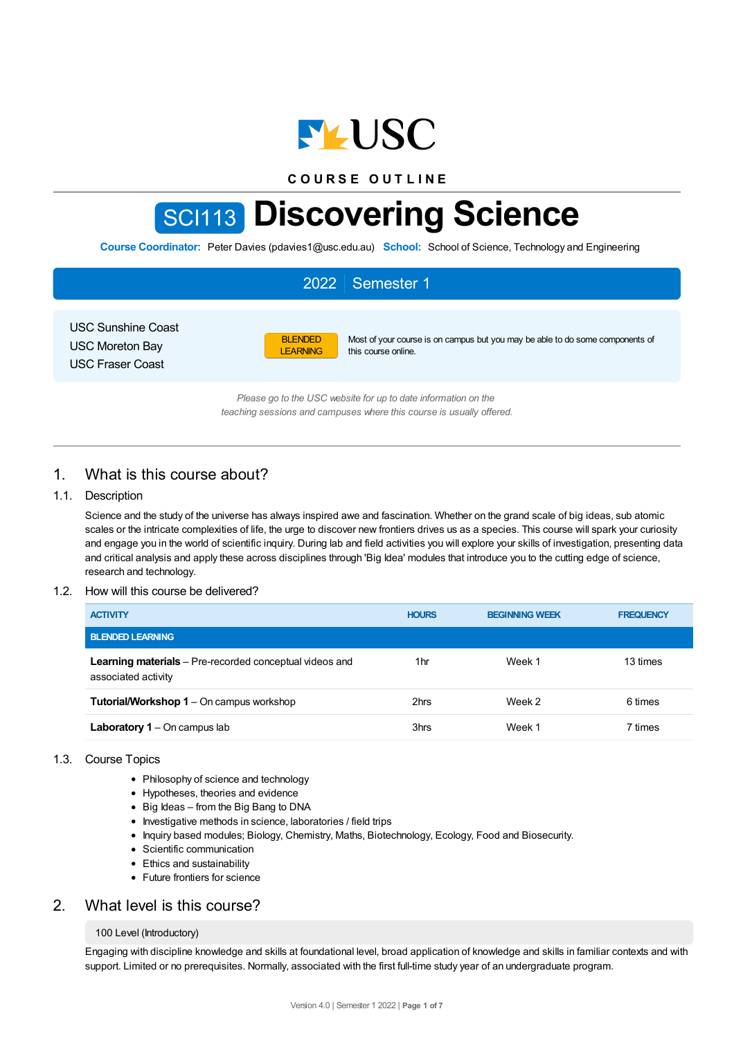USC

COURSE OUTLINE

# SCI113 Discovering Science

**Course Coordinator:** Peter Davies (pdavies1@usc.edu.au) **School:** School of Science, Technology and Engineering

2022 | Semester 1

USC Sunshine Coast
USC Moreton Bay
USC Fraser Coast

BLENDED LEARNING — Most of your course is on campus but you may be able to do some components of this course online.

*Please go to the USC website for up to date information on the teaching sessions and campuses where this course is usually offered.*

## 1. What is this course about?

### 1.1. Description

Science and the study of the universe has always inspired awe and fascination. Whether on the grand scale of big ideas, sub atomic scales or the intricate complexities of life, the urge to discover new frontiers drives us as a species. This course will spark your curiosity and engage you in the world of scientific inquiry. During lab and field activities you will explore your skills of investigation, presenting data and critical analysis and apply these across disciplines through 'Big Idea' modules that introduce you to the cutting edge of science, research and technology.

### 1.2. How will this course be delivered?

| ACTIVITY | HOURS | BEGINNING WEEK | FREQUENCY |
|---|---|---|---|
| **BLENDED LEARNING** | | | |
| **Learning materials** – Pre-recorded conceptual videos and associated activity | 1hr | Week 1 | 13 times |
| **Tutorial/Workshop 1** – On campus workshop | 2hrs | Week 2 | 6 times |
| **Laboratory 1** – On campus lab | 3hrs | Week 1 | 7 times |

### 1.3. Course Topics

- Philosophy of science and technology
- Hypotheses, theories and evidence
- Big Ideas – from the Big Bang to DNA
- Investigative methods in science, laboratories / field trips
- Inquiry based modules; Biology, Chemistry, Maths, Biotechnology, Ecology, Food and Biosecurity.
- Scientific communication
- Ethics and sustainability
- Future frontiers for science

## 2. What level is this course?

100 Level (Introductory)

Engaging with discipline knowledge and skills at foundational level, broad application of knowledge and skills in familiar contexts and with support. Limited or no prerequisites. Normally, associated with the first full-time study year of an undergraduate program.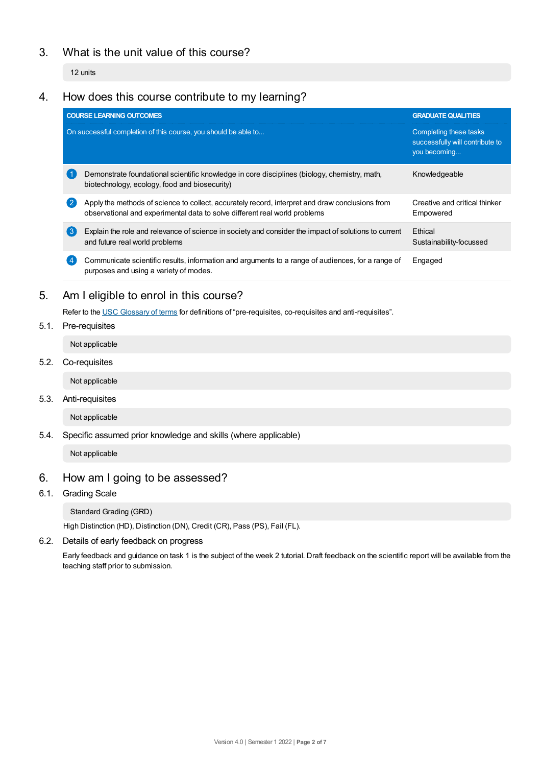## 3. What is the unit value of this course?

12 units

## 4. How does this course contribute to my learning?

| COURSE LEARNING OUTCOMES<br>On successful completion of this course, you should be able to... | GRADUATE QUALITIES<br>Completing these tasks successfully will contribute to you becoming... |
|---|---|
| 1 Demonstrate foundational scientific knowledge in core disciplines (biology, chemistry, math, biotechnology, ecology, food and biosecurity) | Knowledgeable |
| 2 Apply the methods of science to collect, accurately record, interpret and draw conclusions from observational and experimental data to solve different real world problems | Creative and critical thinker<br>Empowered |
| 3 Explain the role and relevance of science in society and consider the impact of solutions to current and future real world problems | Ethical<br>Sustainability-focussed |
| 4 Communicate scientific results, information and arguments to a range of audiences, for a range of purposes and using a variety of modes. | Engaged |

## 5. Am I eligible to enrol in this course?

Refer to the USC Glossary of terms for definitions of "pre-requisites, co-requisites and anti-requisites".

### 5.1. Pre-requisites

Not applicable

### 5.2. Co-requisites

Not applicable

### 5.3. Anti-requisites

Not applicable

### 5.4. Specific assumed prior knowledge and skills (where applicable)

Not applicable

## 6. How am I going to be assessed?

### 6.1. Grading Scale

Standard Grading (GRD)

High Distinction (HD), Distinction (DN), Credit (CR), Pass (PS), Fail (FL).

### 6.2. Details of early feedback on progress

Early feedback and guidance on task 1 is the subject of the week 2 tutorial. Draft feedback on the scientific report will be available from the teaching staff prior to submission.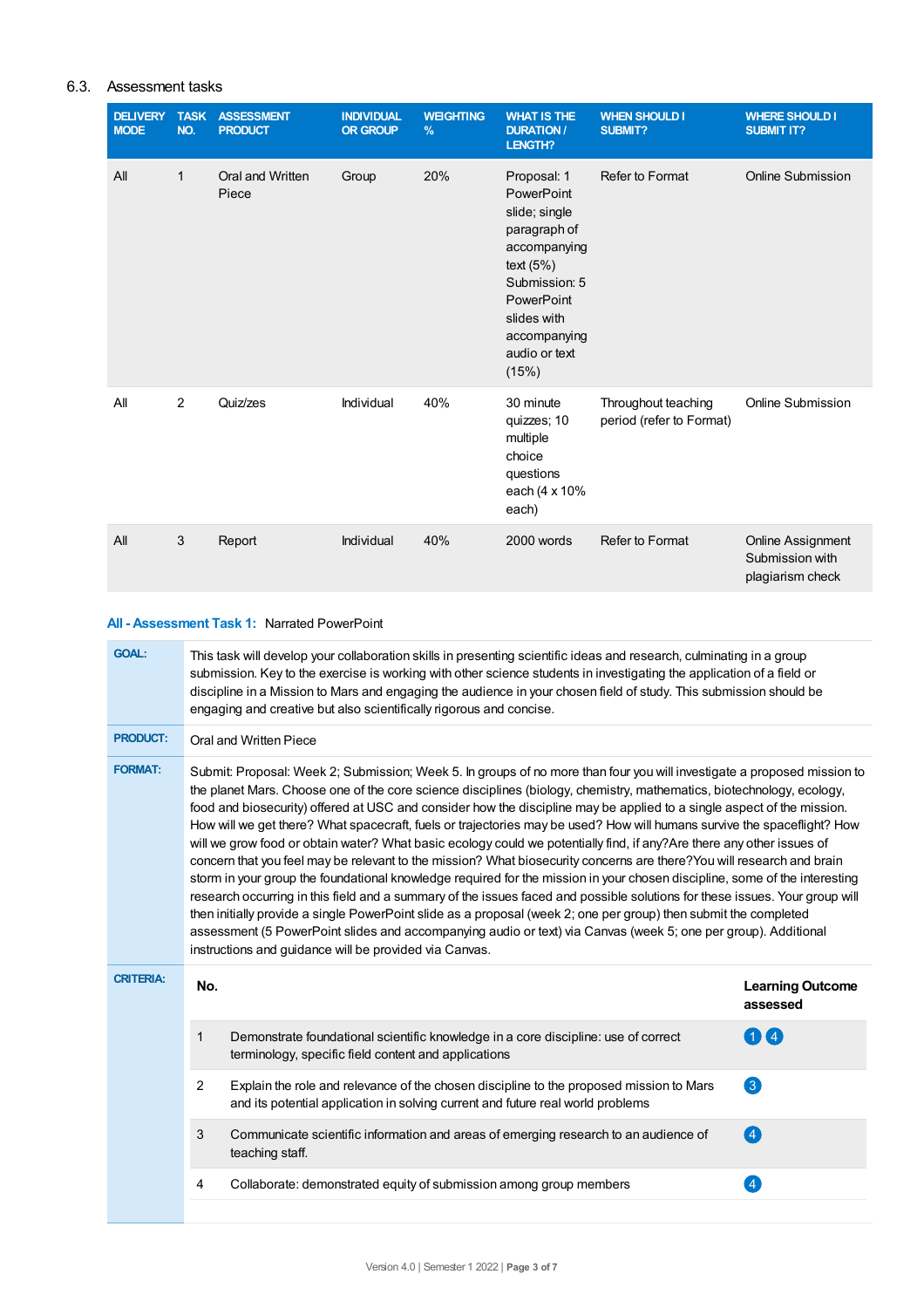### 6.3. Assessment tasks

| DELIVERY MODE | TASK NO. | ASSESSMENT PRODUCT | INDIVIDUAL OR GROUP | WEIGHTING % | WHAT IS THE DURATION / LENGTH? | WHEN SHOULD I SUBMIT? | WHERE SHOULD I SUBMIT IT? |
|---|---|---|---|---|---|---|---|
| All | 1 | Oral and Written Piece | Group | 20% | Proposal: 1 PowerPoint slide; single paragraph of accompanying text (5%) Submission: 5 PowerPoint slides with accompanying audio or text (15%) | Refer to Format | Online Submission |
| All | 2 | Quiz/zes | Individual | 40% | 30 minute quizzes; 10 multiple choice questions each (4 x 10% each) | Throughout teaching period (refer to Format) | Online Submission |
| All | 3 | Report | Individual | 40% | 2000 words | Refer to Format | Online Assignment Submission with plagiarism check |

**All - Assessment Task 1:** Narrated PowerPoint

**GOAL:** This task will develop your collaboration skills in presenting scientific ideas and research, culminating in a group submission. Key to the exercise is working with other science students in investigating the application of a field or discipline in a Mission to Mars and engaging the audience in your chosen field of study. This submission should be engaging and creative but also scientifically rigorous and concise.

**PRODUCT:** Oral and Written Piece

**FORMAT:** Submit: Proposal: Week 2; Submission; Week 5. In groups of no more than four you will investigate a proposed mission to the planet Mars. Choose one of the core science disciplines (biology, chemistry, mathematics, biotechnology, ecology, food and biosecurity) offered at USC and consider how the discipline may be applied to a single aspect of the mission. How will we get there? What spacecraft, fuels or trajectories may be used? How will humans survive the spaceflight? How will we grow food or obtain water? What basic ecology could we potentially find, if any?Are there any other issues of concern that you feel may be relevant to the mission? What biosecurity concerns are there?You will research and brain storm in your group the foundational knowledge required for the mission in your chosen discipline, some of the interesting research occurring in this field and a summary of the issues faced and possible solutions for these issues. Your group will then initially provide a single PowerPoint slide as a proposal (week 2; one per group) then submit the completed assessment (5 PowerPoint slides and accompanying audio or text) via Canvas (week 5; one per group). Additional instructions and guidance will be provided via Canvas.

**CRITERIA:**

| No. | | Learning Outcome assessed |
|---|---|---|
| 1 | Demonstrate foundational scientific knowledge in a core discipline: use of correct terminology, specific field content and applications | 1 4 |
| 2 | Explain the role and relevance of the chosen discipline to the proposed mission to Mars and its potential application in solving current and future real world problems | 3 |
| 3 | Communicate scientific information and areas of emerging research to an audience of teaching staff. | 4 |
| 4 | Collaborate: demonstrated equity of submission among group members | 4 |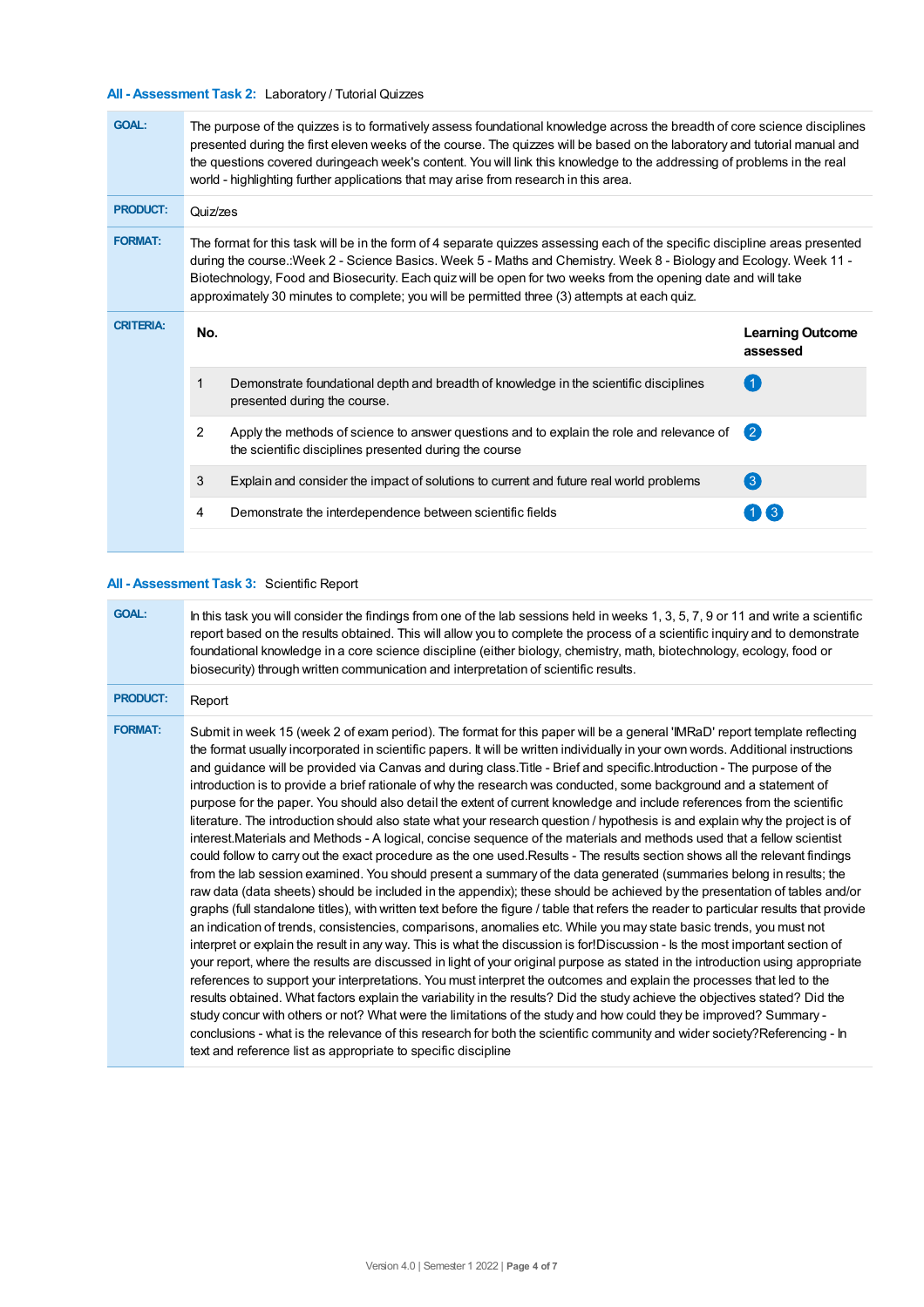### All - Assessment Task 2: Laboratory / Tutorial Quizzes

**GOAL:** The purpose of the quizzes is to formatively assess foundational knowledge across the breadth of core science disciplines presented during the first eleven weeks of the course. The quizzes will be based on the laboratory and tutorial manual and the questions covered duringeach week's content. You will link this knowledge to the addressing of problems in the real world - highlighting further applications that may arise from research in this area.

**PRODUCT:** Quiz/zes

**FORMAT:** The format for this task will be in the form of 4 separate quizzes assessing each of the specific discipline areas presented during the course.:Week 2 - Science Basics. Week 5 - Maths and Chemistry. Week 8 - Biology and Ecology. Week 11 - Biotechnology, Food and Biosecurity. Each quiz will be open for two weeks from the opening date and will take approximately 30 minutes to complete; you will be permitted three (3) attempts at each quiz.

**CRITERIA:**

| No. | | Learning Outcome assessed |
|---|---|---|
| 1 | Demonstrate foundational depth and breadth of knowledge in the scientific disciplines presented during the course. | 1 |
| 2 | Apply the methods of science to answer questions and to explain the role and relevance of the scientific disciplines presented during the course | 2 |
| 3 | Explain and consider the impact of solutions to current and future real world problems | 3 |
| 4 | Demonstrate the interdependence between scientific fields | 1 3 |

### All - Assessment Task 3: Scientific Report

**GOAL:** In this task you will consider the findings from one of the lab sessions held in weeks 1, 3, 5, 7, 9 or 11 and write a scientific report based on the results obtained. This will allow you to complete the process of a scientific inquiry and to demonstrate foundational knowledge in a core science discipline (either biology, chemistry, math, biotechnology, ecology, food or biosecurity) through written communication and interpretation of scientific results.

**PRODUCT:** Report

**FORMAT:** Submit in week 15 (week 2 of exam period). The format for this paper will be a general 'IMRaD' report template reflecting the format usually incorporated in scientific papers. It will be written individually in your own words. Additional instructions and guidance will be provided via Canvas and during class.Title - Brief and specific.Introduction - The purpose of the introduction is to provide a brief rationale of why the research was conducted, some background and a statement of purpose for the paper. You should also detail the extent of current knowledge and include references from the scientific literature. The introduction should also state what your research question / hypothesis is and explain why the project is of interest.Materials and Methods - A logical, concise sequence of the materials and methods used that a fellow scientist could follow to carry out the exact procedure as the one used.Results - The results section shows all the relevant findings from the lab session examined. You should present a summary of the data generated (summaries belong in results; the raw data (data sheets) should be included in the appendix); these should be achieved by the presentation of tables and/or graphs (full standalone titles), with written text before the figure / table that refers the reader to particular results that provide an indication of trends, consistencies, comparisons, anomalies etc. While you may state basic trends, you must not interpret or explain the result in any way. This is what the discussion is for!Discussion - Is the most important section of your report, where the results are discussed in light of your original purpose as stated in the introduction using appropriate references to support your interpretations. You must interpret the outcomes and explain the processes that led to the results obtained. What factors explain the variability in the results? Did the study achieve the objectives stated? Did the study concur with others or not? What were the limitations of the study and how could they be improved? Summary - conclusions - what is the relevance of this research for both the scientific community and wider society?Referencing - In text and reference list as appropriate to specific discipline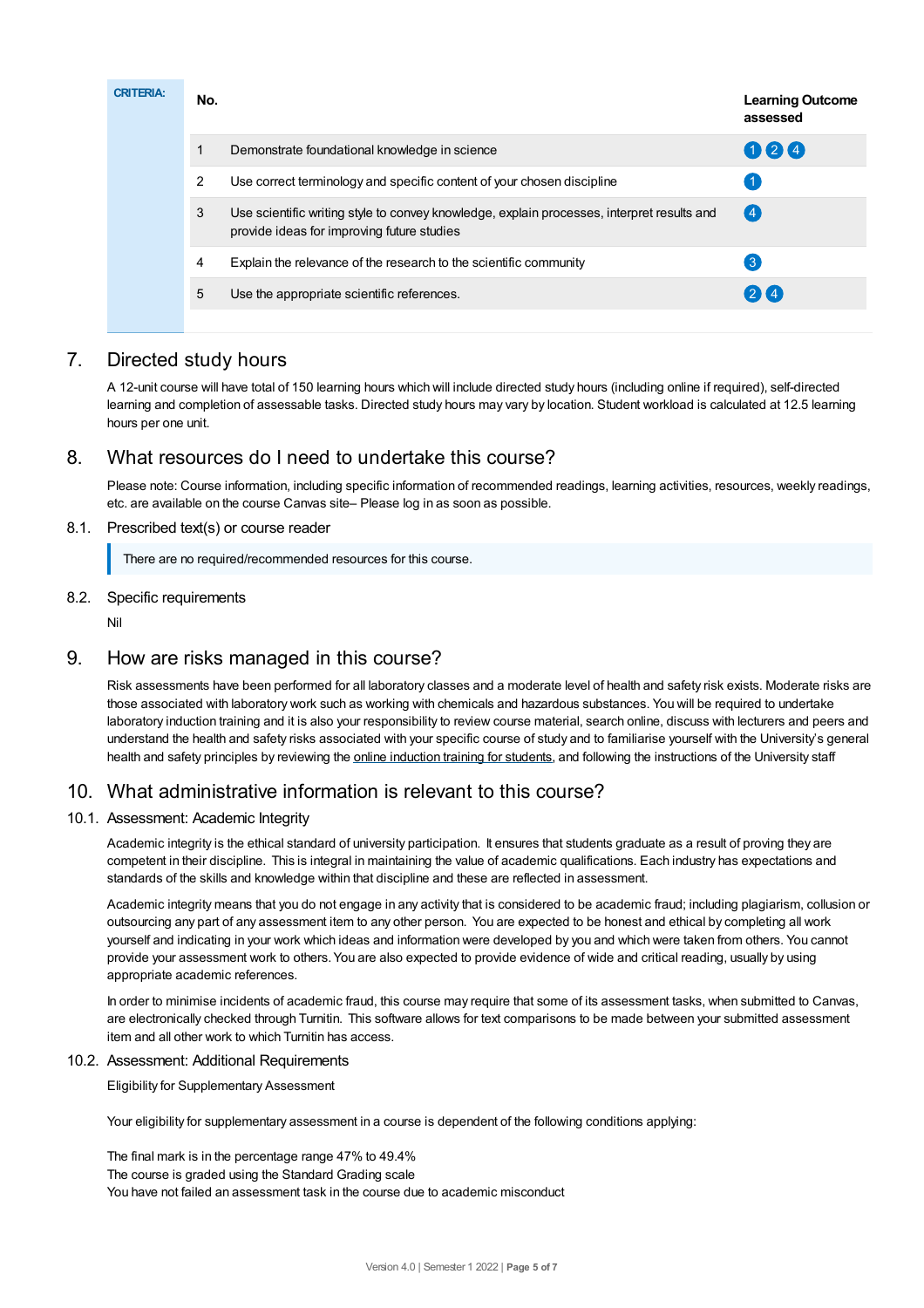**CRITERIA:**

| No. | | Learning Outcome assessed |
|---|---|---|
| 1 | Demonstrate foundational knowledge in science | 1 2 4 |
| 2 | Use correct terminology and specific content of your chosen discipline | 1 |
| 3 | Use scientific writing style to convey knowledge, explain processes, interpret results and provide ideas for improving future studies | 4 |
| 4 | Explain the relevance of the research to the scientific community | 3 |
| 5 | Use the appropriate scientific references. | 2 4 |

## 7. Directed study hours

A 12-unit course will have total of 150 learning hours which will include directed study hours (including online if required), self-directed learning and completion of assessable tasks. Directed study hours may vary by location. Student workload is calculated at 12.5 learning hours per one unit.

## 8. What resources do I need to undertake this course?

Please note: Course information, including specific information of recommended readings, learning activities, resources, weekly readings, etc. are available on the course Canvas site– Please log in as soon as possible.

### 8.1. Prescribed text(s) or course reader

There are no required/recommended resources for this course.

### 8.2. Specific requirements

Nil

## 9. How are risks managed in this course?

Risk assessments have been performed for all laboratory classes and a moderate level of health and safety risk exists. Moderate risks are those associated with laboratory work such as working with chemicals and hazardous substances. You will be required to undertake laboratory induction training and it is also your responsibility to review course material, search online, discuss with lecturers and peers and understand the health and safety risks associated with your specific course of study and to familiarise yourself with the University's general health and safety principles by reviewing the online induction training for students, and following the instructions of the University staff

## 10. What administrative information is relevant to this course?

### 10.1. Assessment: Academic Integrity

Academic integrity is the ethical standard of university participation. It ensures that students graduate as a result of proving they are competent in their discipline. This is integral in maintaining the value of academic qualifications. Each industry has expectations and standards of the skills and knowledge within that discipline and these are reflected in assessment.

Academic integrity means that you do not engage in any activity that is considered to be academic fraud; including plagiarism, collusion or outsourcing any part of any assessment item to any other person. You are expected to be honest and ethical by completing all work yourself and indicating in your work which ideas and information were developed by you and which were taken from others. You cannot provide your assessment work to others. You are also expected to provide evidence of wide and critical reading, usually by using appropriate academic references.

In order to minimise incidents of academic fraud, this course may require that some of its assessment tasks, when submitted to Canvas, are electronically checked through Turnitin. This software allows for text comparisons to be made between your submitted assessment item and all other work to which Turnitin has access.

### 10.2. Assessment: Additional Requirements

Eligibility for Supplementary Assessment

Your eligibility for supplementary assessment in a course is dependent of the following conditions applying:

The final mark is in the percentage range 47% to 49.4%
The course is graded using the Standard Grading scale
You have not failed an assessment task in the course due to academic misconduct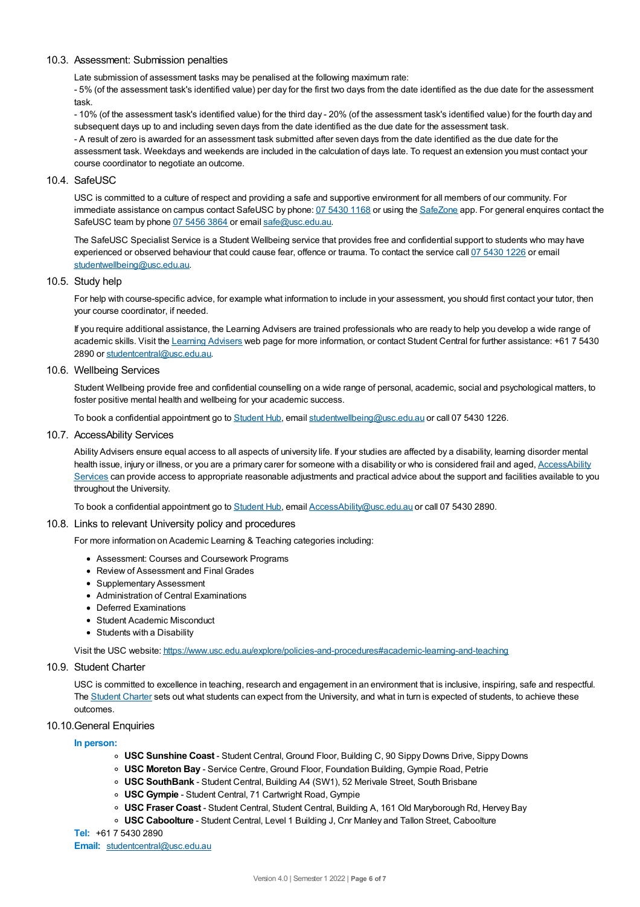### 10.3. Assessment: Submission penalties

Late submission of assessment tasks may be penalised at the following maximum rate:

- 5% (of the assessment task's identified value) per day for the first two days from the date identified as the due date for the assessment task.

- 10% (of the assessment task's identified value) for the third day - 20% (of the assessment task's identified value) for the fourth day and subsequent days up to and including seven days from the date identified as the due date for the assessment task.

- A result of zero is awarded for an assessment task submitted after seven days from the date identified as the due date for the assessment task. Weekdays and weekends are included in the calculation of days late. To request an extension you must contact your course coordinator to negotiate an outcome.

### 10.4. SafeUSC

USC is committed to a culture of respect and providing a safe and supportive environment for all members of our community. For immediate assistance on campus contact SafeUSC by phone: 07 5430 1168 or using the SafeZone app. For general enquires contact the SafeUSC team by phone 07 5456 3864 or email safe@usc.edu.au.

The SafeUSC Specialist Service is a Student Wellbeing service that provides free and confidential support to students who may have experienced or observed behaviour that could cause fear, offence or trauma. To contact the service call 07 5430 1226 or email studentwellbeing@usc.edu.au.

### 10.5. Study help

For help with course-specific advice, for example what information to include in your assessment, you should first contact your tutor, then your course coordinator, if needed.

If you require additional assistance, the Learning Advisers are trained professionals who are ready to help you develop a wide range of academic skills. Visit the Learning Advisers web page for more information, or contact Student Central for further assistance: +61 7 5430 2890 or studentcentral@usc.edu.au.

### 10.6. Wellbeing Services

Student Wellbeing provide free and confidential counselling on a wide range of personal, academic, social and psychological matters, to foster positive mental health and wellbeing for your academic success.

To book a confidential appointment go to Student Hub, email studentwellbeing@usc.edu.au or call 07 5430 1226.

### 10.7. AccessAbility Services

Ability Advisers ensure equal access to all aspects of university life. If your studies are affected by a disability, learning disorder mental health issue, injury or illness, or you are a primary carer for someone with a disability or who is considered frail and aged, AccessAbility Services can provide access to appropriate reasonable adjustments and practical advice about the support and facilities available to you throughout the University.

To book a confidential appointment go to Student Hub, email AccessAbility@usc.edu.au or call 07 5430 2890.

### 10.8. Links to relevant University policy and procedures

For more information on Academic Learning & Teaching categories including:

- Assessment: Courses and Coursework Programs
- Review of Assessment and Final Grades
- Supplementary Assessment
- Administration of Central Examinations
- Deferred Examinations
- Student Academic Misconduct
- Students with a Disability

Visit the USC website: https://www.usc.edu.au/explore/policies-and-procedures#academic-learning-and-teaching

### 10.9. Student Charter

USC is committed to excellence in teaching, research and engagement in an environment that is inclusive, inspiring, safe and respectful. The Student Charter sets out what students can expect from the University, and what in turn is expected of students, to achieve these outcomes.

### 10.10. General Enquiries

**In person:**

- **USC Sunshine Coast** - Student Central, Ground Floor, Building C, 90 Sippy Downs Drive, Sippy Downs
- **USC Moreton Bay** - Service Centre, Ground Floor, Foundation Building, Gympie Road, Petrie
- **USC SouthBank** - Student Central, Building A4 (SW1), 52 Merivale Street, South Brisbane
- **USC Gympie** - Student Central, 71 Cartwright Road, Gympie
- **USC Fraser Coast** - Student Central, Student Central, Building A, 161 Old Maryborough Rd, Hervey Bay
- **USC Caboolture** - Student Central, Level 1 Building J, Cnr Manley and Tallon Street, Caboolture

**Tel:** +61 7 5430 2890

**Email:** studentcentral@usc.edu.au